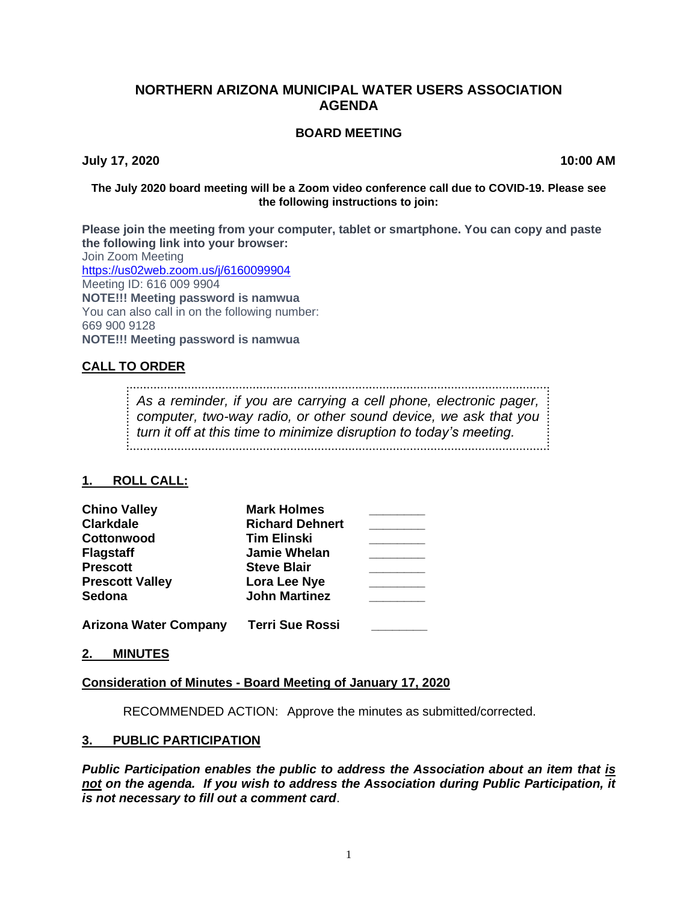# NORTHERN ARIZONA MUNICIPAL WATER USERS ASSOCIATION AGENDA

## BOARD MEETING

**July 17, 2020** **10:00 AM**

**The July 2020 board meeting will be a Zoom video conference call due to COVID-19. Please see the following instructions to join:**

**Please join the meeting from your computer, tablet or smartphone. You can copy and paste the following link into your browser:**
Join Zoom Meeting
https://us02web.zoom.us/j/6160099904
Meeting ID: 616 009 9904
**NOTE!!! Meeting password is namwua**
You can also call in on the following number:
669 900 9128
**NOTE!!! Meeting password is namwua**

## CALL TO ORDER

*As a reminder, if you are carrying a cell phone, electronic pager, computer, two-way radio, or other sound device, we ask that you turn it off at this time to minimize disruption to today's meeting.*

## 1. ROLL CALL:

| | | |
|---|---|---|
| **Chino Valley** | **Mark Holmes** | ________ |
| **Clarkdale** | **Richard Dehnert** | ________ |
| **Cottonwood** | **Tim Elinski** | ________ |
| **Flagstaff** | **Jamie Whelan** | ________ |
| **Prescott** | **Steve Blair** | ________ |
| **Prescott Valley** | **Lora Lee Nye** | ________ |
| **Sedona** | **John Martinez** | ________ |
| **Arizona Water Company** | **Terri Sue Rossi** | ________ |

## 2. MINUTES

**Consideration of Minutes - Board Meeting of January 17, 2020**

RECOMMENDED ACTION: Approve the minutes as submitted/corrected.

## 3. PUBLIC PARTICIPATION

***Public Participation enables the public to address the Association about an item that is not on the agenda. If you wish to address the Association during Public Participation, it is not necessary to fill out a comment card*.**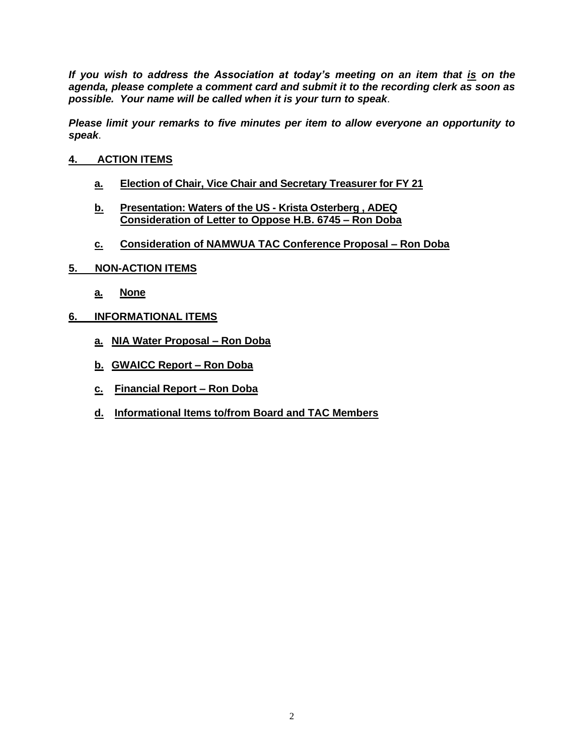***If you wish to address the Association at today's meeting on an item that is on the agenda, please complete a comment card and submit it to the recording clerk as soon as possible. Your name will be called when it is your turn to speak***.

***Please limit your remarks to five minutes per item to allow everyone an opportunity to speak***.

**4. ACTION ITEMS**

- **a. Election of Chair, Vice Chair and Secretary Treasurer for FY 21**
- **b. Presentation: Waters of the US - Krista Osterberg , ADEQ**
  **Consideration of Letter to Oppose H.B. 6745 – Ron Doba**
- **c. Consideration of NAMWUA TAC Conference Proposal – Ron Doba**

**5. NON-ACTION ITEMS**

- **a. None**

**6. INFORMATIONAL ITEMS**

- **a. NIA Water Proposal – Ron Doba**
- **b. GWAICC Report – Ron Doba**
- **c. Financial Report – Ron Doba**
- **d. Informational Items to/from Board and TAC Members**